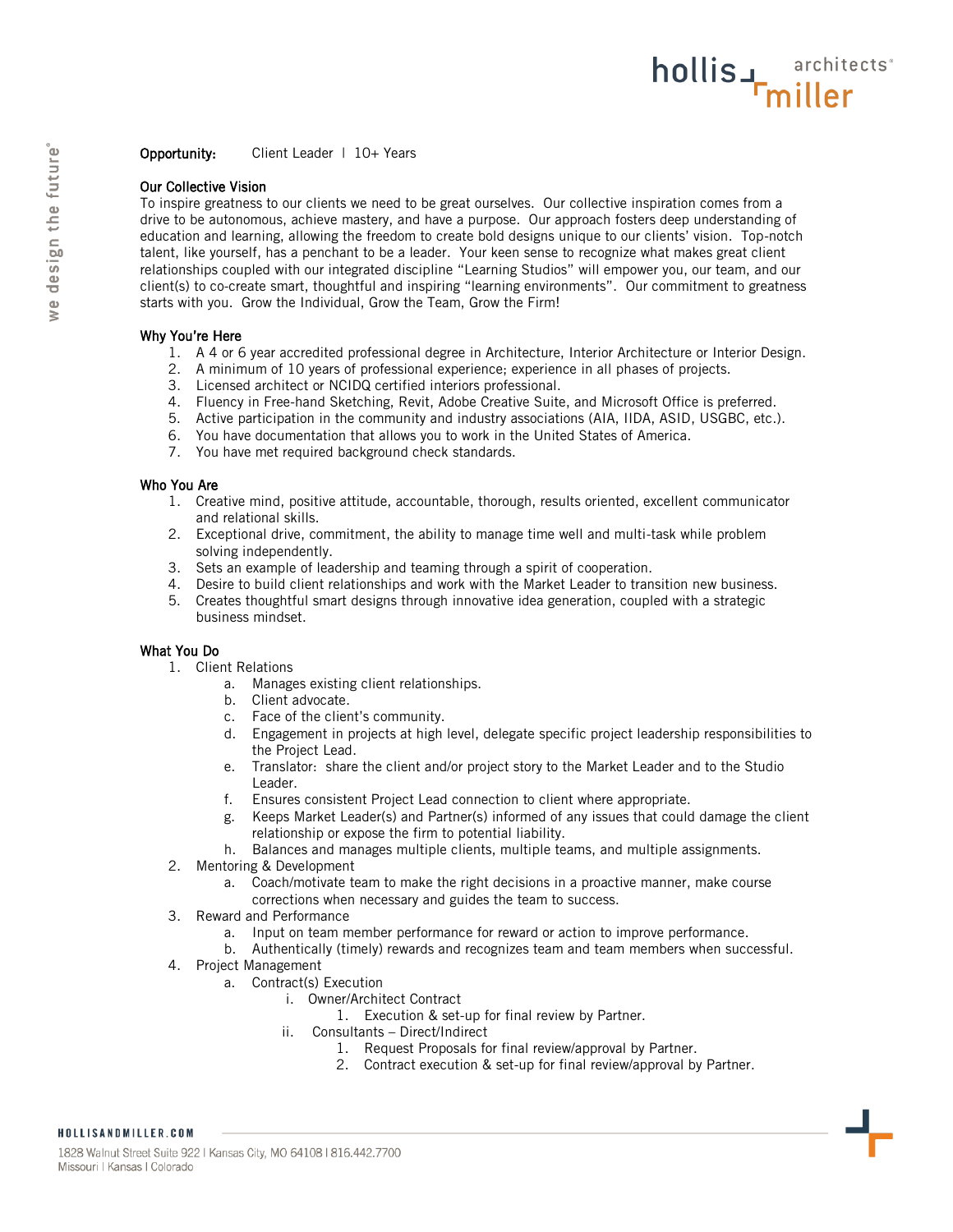**Opportunity:** Client Leader | 10+ Years

## Our Collective Vision

To inspire greatness to our clients we need to be great ourselves. Our collective inspiration comes from a drive to be autonomous, achieve mastery, and have a purpose. Our approach fosters deep understanding of education and learning, allowing the freedom to create bold designs unique to our clients' vision. Top-notch talent, like yourself, has a penchant to be a leader. Your keen sense to recognize what makes great client relationships coupled with our integrated discipline "Learning Studios" will empower you, our team, and our client(s) to co-create smart, thoughtful and inspiring "learning environments". Our commitment to greatness starts with you. Grow the Individual, Grow the Team, Grow the Firm!

## Why You're Here

1. A 4 or 6 year accredited professional degree in Architecture, Interior Architecture or Interior Design.
2. A minimum of 10 years of professional experience; experience in all phases of projects.
3. Licensed architect or NCIDQ certified interiors professional.
4. Fluency in Free-hand Sketching, Revit, Adobe Creative Suite, and Microsoft Office is preferred.
5. Active participation in the community and industry associations (AIA, IIDA, ASID, USGBC, etc.).
6. You have documentation that allows you to work in the United States of America.
7. You have met required background check standards.

## Who You Are

1. Creative mind, positive attitude, accountable, thorough, results oriented, excellent communicator and relational skills.
2. Exceptional drive, commitment, the ability to manage time well and multi-task while problem solving independently.
3. Sets an example of leadership and teaming through a spirit of cooperation.
4. Desire to build client relationships and work with the Market Leader to transition new business.
5. Creates thoughtful smart designs through innovative idea generation, coupled with a strategic business mindset.

## What You Do

1. Client Relations
    a. Manages existing client relationships.
    b. Client advocate.
    c. Face of the client's community.
    d. Engagement in projects at high level, delegate specific project leadership responsibilities to the Project Lead.
    e. Translator: share the client and/or project story to the Market Leader and to the Studio Leader.
    f. Ensures consistent Project Lead connection to client where appropriate.
    g. Keeps Market Leader(s) and Partner(s) informed of any issues that could damage the client relationship or expose the firm to potential liability.
    h. Balances and manages multiple clients, multiple teams, and multiple assignments.
2. Mentoring & Development
    a. Coach/motivate team to make the right decisions in a proactive manner, make course corrections when necessary and guides the team to success.
3. Reward and Performance
    a. Input on team member performance for reward or action to improve performance.
    b. Authentically (timely) rewards and recognizes team and team members when successful.
4. Project Management
    a. Contract(s) Execution
        i. Owner/Architect Contract
            1. Execution & set-up for final review by Partner.
        ii. Consultants – Direct/Indirect
            1. Request Proposals for final review/approval by Partner.
            2. Contract execution & set-up for final review/approval by Partner.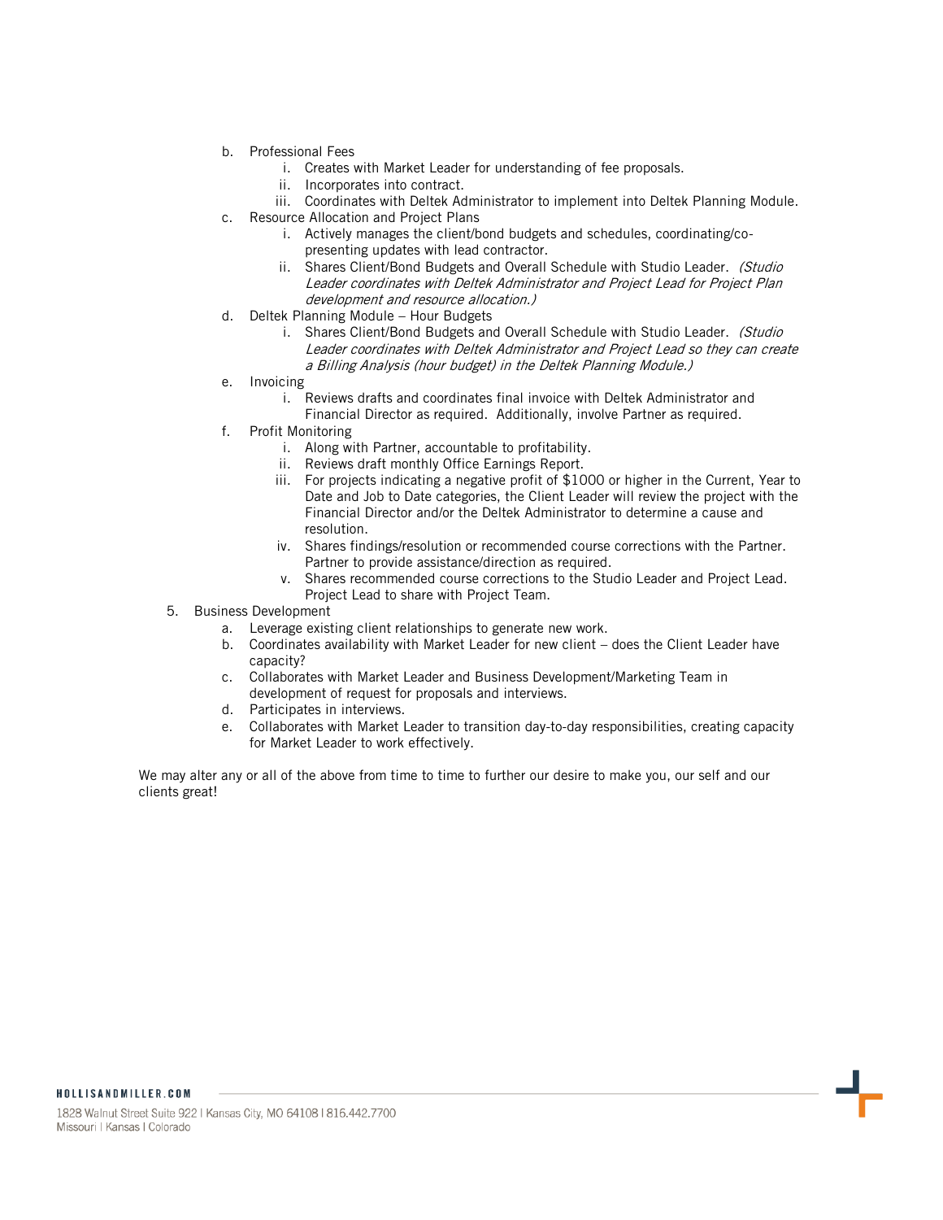b. Professional Fees
    i. Creates with Market Leader for understanding of fee proposals.
    ii. Incorporates into contract.
    iii. Coordinates with Deltek Administrator to implement into Deltek Planning Module.

c. Resource Allocation and Project Plans
    i. Actively manages the client/bond budgets and schedules, coordinating/co-presenting updates with lead contractor.
    ii. Shares Client/Bond Budgets and Overall Schedule with Studio Leader. *(Studio Leader coordinates with Deltek Administrator and Project Lead for Project Plan development and resource allocation.)*

d. Deltek Planning Module – Hour Budgets
    i. Shares Client/Bond Budgets and Overall Schedule with Studio Leader. *(Studio Leader coordinates with Deltek Administrator and Project Lead so they can create a Billing Analysis (hour budget) in the Deltek Planning Module.)*

e. Invoicing
    i. Reviews drafts and coordinates final invoice with Deltek Administrator and Financial Director as required. Additionally, involve Partner as required.

f. Profit Monitoring
    i. Along with Partner, accountable to profitability.
    ii. Reviews draft monthly Office Earnings Report.
    iii. For projects indicating a negative profit of $1000 or higher in the Current, Year to Date and Job to Date categories, the Client Leader will review the project with the Financial Director and/or the Deltek Administrator to determine a cause and resolution.
    iv. Shares findings/resolution or recommended course corrections with the Partner. Partner to provide assistance/direction as required.
    v. Shares recommended course corrections to the Studio Leader and Project Lead. Project Lead to share with Project Team.

5. Business Development
    a. Leverage existing client relationships to generate new work.
    b. Coordinates availability with Market Leader for new client – does the Client Leader have capacity?
    c. Collaborates with Market Leader and Business Development/Marketing Team in development of request for proposals and interviews.
    d. Participates in interviews.
    e. Collaborates with Market Leader to transition day-to-day responsibilities, creating capacity for Market Leader to work effectively.

We may alter any or all of the above from time to time to further our desire to make you, our self and our clients great!